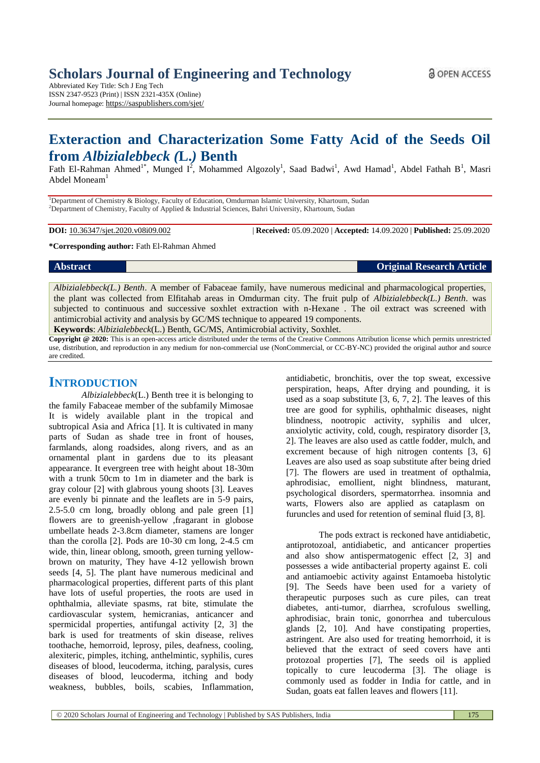# Scholars Journal of Engineering and Technology

Abbreviated Key Title: Sch J Eng Tech
ISSN 2347-9523 (Print) | ISSN 2321-435X (Online)
Journal homepage: https://saspublishers.com/sjet/

OPEN ACCESS

# Exteraction and Characterization Some Fatty Acid of the Seeds Oil from *Albizialebbeck (L.)* Benth

Fath El-Rahman Ahmed[1*], Munged I[2], Mohammed Algozoly[1], Saad Badwi[1], Awd Hamad[1], Abdel Fathah B[1], Masri Abdel Moneam[1]

[1]Department of Chemistry & Biology, Faculty of Education, Omdurman Islamic University, Khartoum, Sudan
[2]Department of Chemistry, Faculty of Applied & Industrial Sciences, Bahri University, Khartoum, Sudan

**DOI:** 10.36347/sjet.2020.v08i09.002 | **Received:** 05.09.2020 | **Accepted:** 14.09.2020 | **Published:** 25.09.2020

**\*Corresponding author:** Fath El-Rahman Ahmed

**Abstract** **Original Research Article**

*Albizialebbeck(L.) Benth*. A member of Fabaceae family, have numerous medicinal and pharmacological properties, the plant was collected from Elfitahab areas in Omdurman city. The fruit pulp of *Albizialebbeck(L.) Benth*. was subjected to continuous and successive soxhlet extraction with n-Hexane . The oil extract was screened with antimicrobial activity and analysis by GC/MS technique to appeared 19 components.

**Keywords**: *Albizialebbeck*(L.) Benth, GC/MS, Antimicrobial activity, Soxhlet.

**Copyright @ 2020:** This is an open-access article distributed under the terms of the Creative Commons Attribution license which permits unrestricted use, distribution, and reproduction in any medium for non-commercial use (NonCommercial, or CC-BY-NC) provided the original author and source are credited.

## INTRODUCTION

*Albizialebbeck*(L.) Benth tree it is belonging to the family Fabaceae member of the subfamily Mimosae It is widely available plant in the tropical and subtropical Asia and Africa [1]. It is cultivated in many parts of Sudan as shade tree in front of houses, farmlands, along roadsides, along rivers, and as an ornamental plant in gardens due to its pleasant appearance. It evergreen tree with height about 18-30m with a trunk 50cm to 1m in diameter and the bark is gray colour [2] with glabrous young shoots [3]. Leaves are evenly bi pinnate and the leaflets are in 5-9 pairs, 2.5-5.0 cm long, broadly oblong and pale green [1] flowers are to greenish-yellow ,fragarant in globose umbellate heads 2-3.8cm diameter, stamens are longer than the corolla [2]. Pods are 10-30 cm long, 2-4.5 cm wide, thin, linear oblong, smooth, green turning yellow-brown on maturity, They have 4-12 yellowish brown seeds [4, 5]. The plant have numerous medicinal and pharmacological properties, different parts of this plant have lots of useful properties, the roots are used in ophthalmia, alleviate spasms, rat bite, stimulate the cardiovascular system, hemicranias, anticancer and spermicidal properties, antifungal activity [2, 3] the bark is used for treatments of skin disease, relives toothache, hemorroid, leprosy, piles, deafness, cooling, alexiteric, pimples, itching, anthelmintic, syphilis, cures diseases of blood, leucoderma, itching, paralysis, cures diseases of blood, leucoderma, itching and body weakness, bubbles, boils, scabies, Inflammation, antidiabetic, bronchitis, over the top sweat, excessive perspiration, heaps, After drying and pounding, it is used as a soap substitute [3, 6, 7, 2]. The leaves of this tree are good for syphilis, ophthalmic diseases, night blindness, nootropic activity, syphilis and ulcer, anxiolytic activity, cold, cough, respiratory disorder [3, 2]. The leaves are also used as cattle fodder, mulch, and excrement because of high nitrogen contents [3, 6] Leaves are also used as soap substitute after being dried [7]. The flowers are used in treatment of opthalmia, aphrodisiac, emollient, night blindness, maturant, psychological disorders, spermatorrhea. insomnia and warts, Flowers also are applied as cataplasm on furuncles and used for retention of seminal fluid [3, 8].

The pods extract is reckoned have antidiabetic, antiprotozoal, antidiabetic, and anticancer properties and also show antispermatogenic effect [2, 3] and possesses a wide antibacterial property against E. coli and antiamoebic activity against Entamoeba histolytic [9]. The Seeds have been used for a variety of therapeutic purposes such as cure piles, can treat diabetes, anti-tumor, diarrhea, scrofulous swelling, aphrodisiac, brain tonic, gonorrhea and tuberculous glands [2, 10]. And have constipating properties, astringent. Are also used for treating hemorrhoid, it is believed that the extract of seed covers have anti protozoal properties [7], The seeds oil is applied topically to cure leucoderma [3]. The oliage is commonly used as fodder in India for cattle, and in Sudan, goats eat fallen leaves and flowers [11].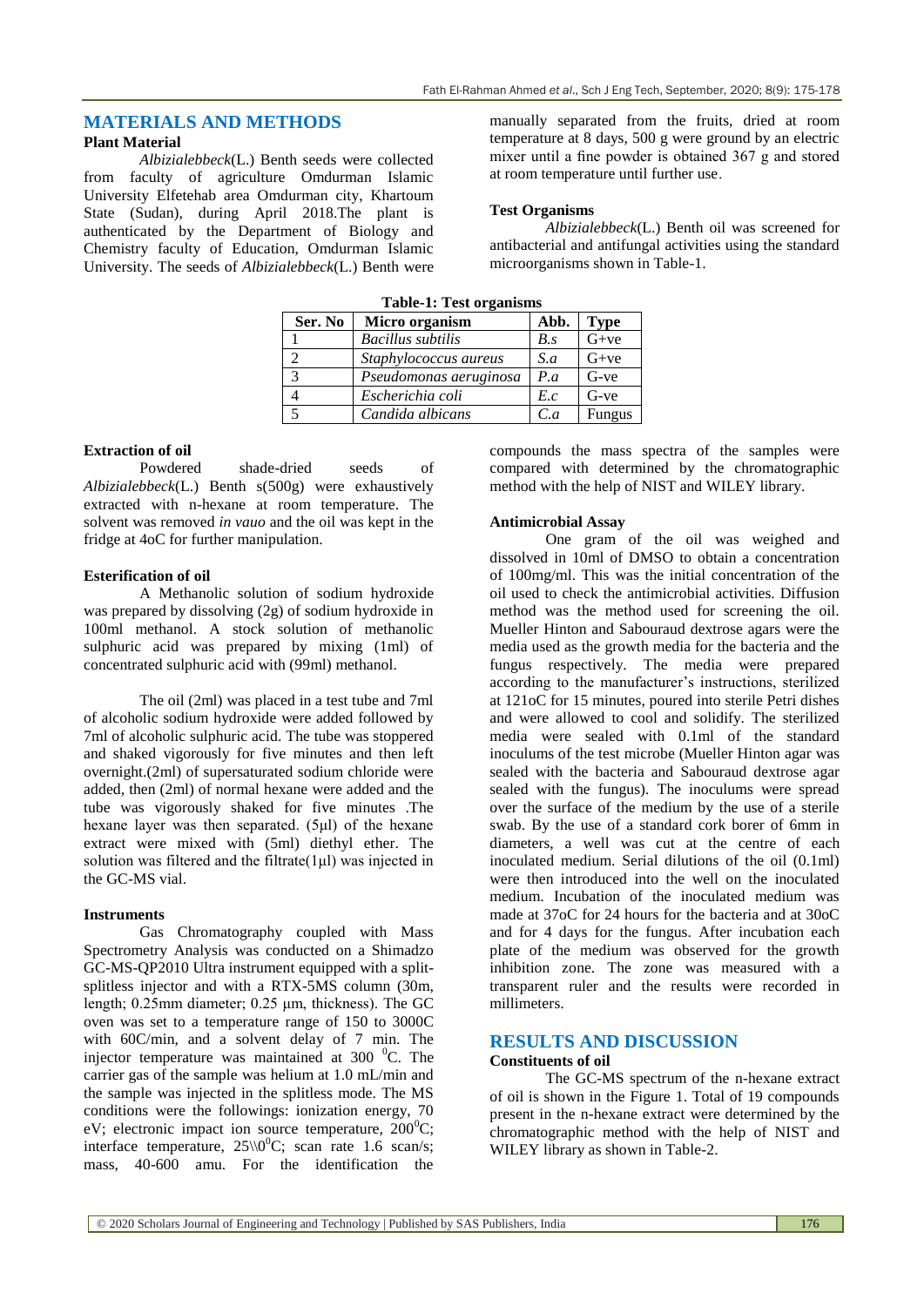## MATERIALS AND METHODS

### Plant Material

*Albizialebbeck*(L.) Benth seeds were collected from faculty of agriculture Omdurman Islamic University Elfetehab area Omdurman city, Khartoum State (Sudan), during April 2018.The plant is authenticated by the Department of Biology and Chemistry faculty of Education, Omdurman Islamic University. The seeds of *Albizialebbeck*(L.) Benth were manually separated from the fruits, dried at room temperature at 8 days, 500 g were ground by an electric mixer until a fine powder is obtained 367 g and stored at room temperature until further use.

### Test Organisms

*Albizialebbeck*(L.) Benth oil was screened for antibacterial and antifungal activities using the standard microorganisms shown in Table-1.

**Table-1: Test organisms**

| Ser. No | Micro organism | Abb. | Type |
|---|---|---|---|
| 1 | *Bacillus subtilis* | *B.s* | G+ve |
| 2 | *Staphylococcus aureus* | *S.a* | G+ve |
| 3 | *Pseudomonas aeruginosa* | *P.a* | G-ve |
| 4 | *Escherichia coli* | *E.c* | G-ve |
| 5 | *Candida albicans* | *C.a* | Fungus |

### Extraction of oil

Powdered shade-dried seeds of *Albizialebbeck*(L.) Benth s(500g) were exhaustively extracted with n-hexane at room temperature. The solvent was removed *in vauo* and the oil was kept in the fridge at 4oC for further manipulation.

### Esterification of oil

A Methanolic solution of sodium hydroxide was prepared by dissolving (2g) of sodium hydroxide in 100ml methanol. A stock solution of methanolic sulphuric acid was prepared by mixing (1ml) of concentrated sulphuric acid with (99ml) methanol.

The oil (2ml) was placed in a test tube and 7ml of alcoholic sodium hydroxide were added followed by 7ml of alcoholic sulphuric acid. The tube was stoppered and shaked vigorously for five minutes and then left overnight.(2ml) of supersaturated sodium chloride were added, then (2ml) of normal hexane were added and the tube was vigorously shaked for five minutes .The hexane layer was then separated. (5μl) of the hexane extract were mixed with (5ml) diethyl ether. The solution was filtered and the filtrate(1μl) was injected in the GC-MS vial.

### Instruments

Gas Chromatography coupled with Mass Spectrometry Analysis was conducted on a Shimadzo GC-MS-QP2010 Ultra instrument equipped with a split-splitless injector and with a RTX-5MS column (30m, length; 0.25mm diameter; 0.25 µm, thickness). The GC oven was set to a temperature range of 150 to 3000C with 60C/min, and a solvent delay of 7 min. The injector temperature was maintained at 300 $^{0}$C. The carrier gas of the sample was helium at 1.0 mL/min and the sample was injected in the splitless mode. The MS conditions were the followings: ionization energy, 70 eV; electronic impact ion source temperature, 200$^{0}$C; interface temperature, 25\\0$^{0}$C; scan rate 1.6 scan/s; mass, 40-600 amu. For the identification the compounds the mass spectra of the samples were compared with determined by the chromatographic method with the help of NIST and WILEY library.

### Antimicrobial Assay

One gram of the oil was weighed and dissolved in 10ml of DMSO to obtain a concentration of 100mg/ml. This was the initial concentration of the oil used to check the antimicrobial activities. Diffusion method was the method used for screening the oil. Mueller Hinton and Sabouraud dextrose agars were the media used as the growth media for the bacteria and the fungus respectively. The media were prepared according to the manufacturer's instructions, sterilized at 121oC for 15 minutes, poured into sterile Petri dishes and were allowed to cool and solidify. The sterilized media were sealed with 0.1ml of the standard inoculums of the test microbe (Mueller Hinton agar was sealed with the bacteria and Sabouraud dextrose agar sealed with the fungus). The inoculums were spread over the surface of the medium by the use of a sterile swab. By the use of a standard cork borer of 6mm in diameters, a well was cut at the centre of each inoculated medium. Serial dilutions of the oil (0.1ml) were then introduced into the well on the inoculated medium. Incubation of the inoculated medium was made at 37oC for 24 hours for the bacteria and at 30oC and for 4 days for the fungus. After incubation each plate of the medium was observed for the growth inhibition zone. The zone was measured with a transparent ruler and the results were recorded in millimeters.

## RESULTS AND DISCUSSION

### Constituents of oil

The GC-MS spectrum of the n-hexane extract of oil is shown in the Figure 1. Total of 19 compounds present in the n-hexane extract were determined by the chromatographic method with the help of NIST and WILEY library as shown in Table-2.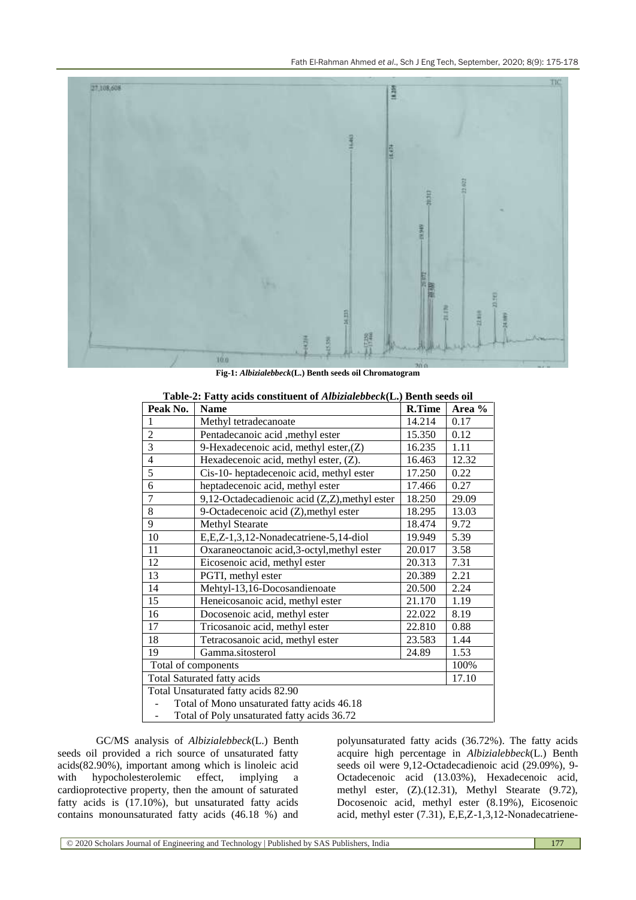27,108,608

TIC

18.209

16.463

18.474

22.022

20.313

19.949

20.072

20.389
20.500

21.170

22.810

23.583

24.089

14.214

15.350

16.235

17.250
17.466

10.0

20.0

Fig-1: *Albizialebbeck*(L.) Benth seeds oil Chromatogram

**Table-2: Fatty acids constituent of *Albizialebbeck*(L.) Benth seeds oil**

| Peak No. | Name | R.Time | Area % |
|---|---|---|---|
| 1 | Methyl tetradecanoate | 14.214 | 0.17 |
| 2 | Pentadecanoic acid ,methyl ester | 15.350 | 0.12 |
| 3 | 9-Hexadecenoic acid, methyl ester,(Z) | 16.235 | 1.11 |
| 4 | Hexadecenoic acid, methyl ester, (Z). | 16.463 | 12.32 |
| 5 | Cis-10- heptadecenoic acid, methyl ester | 17.250 | 0.22 |
| 6 | heptadecenoic acid, methyl ester | 17.466 | 0.27 |
| 7 | 9,12-Octadecadienoic acid (Z,Z),methyl ester | 18.250 | 29.09 |
| 8 | 9-Octadecenoic acid (Z),methyl ester | 18.295 | 13.03 |
| 9 | Methyl Stearate | 18.474 | 9.72 |
| 10 | E,E,Z-1,3,12-Nonadecatriene-5,14-diol | 19.949 | 5.39 |
| 11 | Oxaraneoctanoic acid,3-octyl,methyl ester | 20.017 | 3.58 |
| 12 | Eicosenoic acid, methyl ester | 20.313 | 7.31 |
| 13 | PGTI, methyl ester | 20.389 | 2.21 |
| 14 | Mehtyl-13,16-Docosandienoate | 20.500 | 2.24 |
| 15 | Heneicosanoic acid, methyl ester | 21.170 | 1.19 |
| 16 | Docosenoic acid, methyl ester | 22.022 | 8.19 |
| 17 | Tricosanoic acid, methyl ester | 22.810 | 0.88 |
| 18 | Tetracosanoic acid, methyl ester | 23.583 | 1.44 |
| 19 | Gamma.sitosterol | 24.89 | 1.53 |
| Total of components | | | 100% |
| Total Saturated fatty acids | | | 17.10 |
| Total Unsaturated fatty acids 82.90 | | | |
| - Total of Mono unsaturated fatty acids 46.18 | | | |
| - Total of Poly unsaturated fatty acids 36.72 | | | |

GC/MS analysis of *Albizialebbeck*(L.) Benth seeds oil provided a rich source of unsaturated fatty acids(82.90%), important among which is linoleic acid with hypocholesterolemic effect, implying a cardioprotective property, then the amount of saturated fatty acids is (17.10%), but unsaturated fatty acids contains monounsaturated fatty acids (46.18 %) and polyunsaturated fatty acids (36.72%). The fatty acids acquire high percentage in *Albizialebbeck*(L.) Benth seeds oil were 9,12-Octadecadienoic acid (29.09%), 9-Octadecenoic acid (13.03%), Hexadecenoic acid, methyl ester, (Z).(12.31), Methyl Stearate (9.72), Docosenoic acid, methyl ester (8.19%), Eicosenoic acid, methyl ester (7.31), E,E,Z-1,3,12-Nonadecatriene-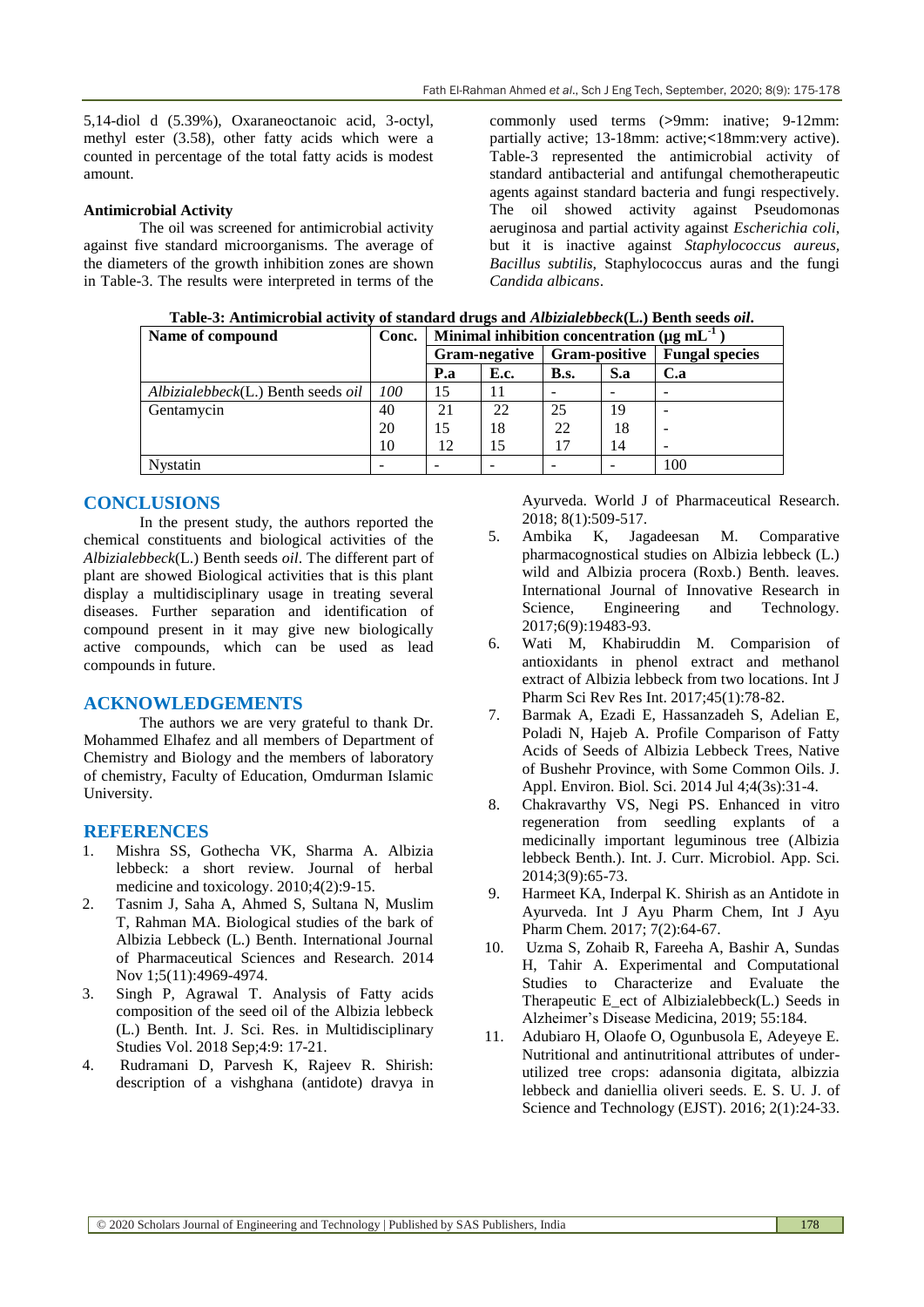5,14-diol d (5.39%), Oxaraneoctanoic acid, 3-octyl, methyl ester (3.58), other fatty acids which were a counted in percentage of the total fatty acids is modest amount.

**Antimicrobial Activity**

The oil was screened for antimicrobial activity against five standard microorganisms. The average of the diameters of the growth inhibition zones are shown in Table-3. The results were interpreted in terms of the commonly used terms (>9mm: inative; 9-12mm: partially active; 13-18mm: active;<18mm:very active). Table-3 represented the antimicrobial activity of standard antibacterial and antifungal chemotherapeutic agents against standard bacteria and fungi respectively. The oil showed activity against Pseudomonas aeruginosa and partial activity against *Escherichia coli*, but it is inactive against *Staphylococcus aureus*, *Bacillus subtilis*, Staphylococcus auras and the fungi *Candida albicans*.

**Table-3: Antimicrobial activity of standard drugs and *Albizialebbeck*(L.) Benth seeds *oil*.**

| Name of compound | Conc. | Minimal inhibition concentration (μg $mL^{-1}$) | | | | |
|---|---|---|---|---|---|---|
| | | Gram-negative | | Gram-positive | | Fungal species |
| | | P.a | E.c. | B.s. | S.a | C.a |
| *Albizialebbeck*(L.) Benth seeds *oil* | *100* | 15 | 11 | - | - | - |
| Gentamycin | 40 | 21 | 22 | 25 | 19 | - |
| | 20 | 15 | 18 | 22 | 18 | - |
| | 10 | 12 | 15 | 17 | 14 | - |
| Nystatin | - | - | - | - | - | 100 |

## CONCLUSIONS

In the present study, the authors reported the chemical constituents and biological activities of the *Albizialebbeck*(L.) Benth seeds *oil*. The different part of plant are showed Biological activities that is this plant display a multidisciplinary usage in treating several diseases. Further separation and identification of compound present in it may give new biologically active compounds, which can be used as lead compounds in future.

## ACKNOWLEDGEMENTS

The authors we are very grateful to thank Dr. Mohammed Elhafez and all members of Department of Chemistry and Biology and the members of laboratory of chemistry, Faculty of Education, Omdurman Islamic University.

## REFERENCES

1. Mishra SS, Gothecha VK, Sharma A. Albizia lebbeck: a short review. Journal of herbal medicine and toxicology. 2010;4(2):9-15.
2. Tasnim J, Saha A, Ahmed S, Sultana N, Muslim T, Rahman MA. Biological studies of the bark of Albizia Lebbeck (L.) Benth. International Journal of Pharmaceutical Sciences and Research. 2014 Nov 1;5(11):4969-4974.
3. Singh P, Agrawal T. Analysis of Fatty acids composition of the seed oil of the Albizia lebbeck (L.) Benth. Int. J. Sci. Res. in Multidisciplinary Studies Vol. 2018 Sep;4:9: 17-21.
4. Rudramani D, Parvesh K, Rajeev R. Shirish: description of a vishghana (antidote) dravya in Ayurveda. World J of Pharmaceutical Research. 2018; 8(1):509-517.
5. Ambika K, Jagadeesan M. Comparative pharmacognostical studies on Albizia lebbeck (L.) wild and Albizia procera (Roxb.) Benth. leaves. International Journal of Innovative Research in Science, Engineering and Technology. 2017;6(9):19483-93.
6. Wati M, Khabiruddin M. Comparision of antioxidants in phenol extract and methanol extract of Albizia lebbeck from two locations. Int J Pharm Sci Rev Res Int. 2017;45(1):78-82.
7. Barmak A, Ezadi E, Hassanzadeh S, Adelian E, Poladi N, Hajeb A. Profile Comparison of Fatty Acids of Seeds of Albizia Lebbeck Trees, Native of Bushehr Province, with Some Common Oils. J. Appl. Environ. Biol. Sci. 2014 Jul 4;4(3s):31-4.
8. Chakravarthy VS, Negi PS. Enhanced in vitro regeneration from seedling explants of a medicinally important leguminous tree (Albizia lebbeck Benth.). Int. J. Curr. Microbiol. App. Sci. 2014;3(9):65-73.
9. Harmeet KA, Inderpal K. Shirish as an Antidote in Ayurveda. Int J Ayu Pharm Chem, Int J Ayu Pharm Chem. 2017; 7(2):64-67.
10. Uzma S, Zohaib R, Fareeha A, Bashir A, Sundas H, Tahir A. Experimental and Computational Studies to Characterize and Evaluate the Therapeutic E_ect of Albizialebbeck(L.) Seeds in Alzheimer's Disease Medicina, 2019; 55:184.
11. Adubiaro H, Olaofe O, Ogunbusola E, Adeyeye E. Nutritional and antinutritional attributes of under-utilized tree crops: adansonia digitata, albizzia lebbeck and daniellia oliveri seeds. E. S. U. J. of Science and Technology (EJST). 2016; 2(1):24-33.